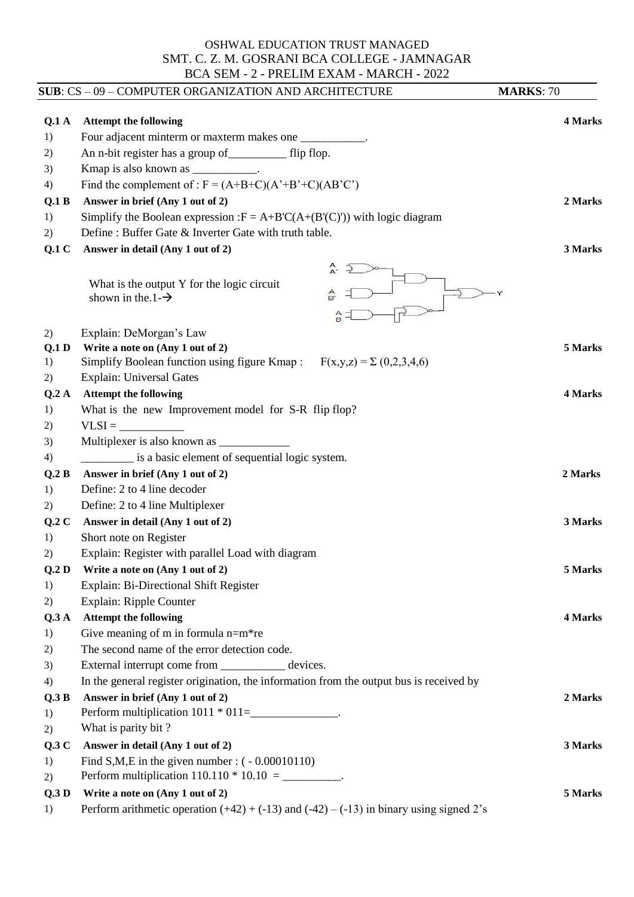OSHWAL EDUCATION TRUST MANAGED

SMT. C. Z. M. GOSRANI BCA COLLEGE - JAMNAGAR

BCA SEM - 2 - PRELIM EXAM - MARCH - 2022

**SUB**: CS – 09 – COMPUTER ORGANIZATION AND ARCHITECTURE **MARKS**: 70

**Q.1 A Attempt the following** **4 Marks**

1) Four adjacent minterm or maxterm makes one ___________.
2) An n-bit register has a group of__________ flip flop.
3) Kmap is also known as ___________.
4) Find the complement of : $F = (A+B+C)(A'+B'+C)(AB'C')$

**Q.1 B Answer in brief (Any 1 out of 2)** **2 Marks**

1) Simplify the Boolean expression :$F = A+B'C(A+(B'(C)'))$ with logic diagram
2) Define : Buffer Gate & Inverter Gate with truth table.

**Q.1 C Answer in detail (Any 1 out of 2)** **3 Marks**

1) What is the output Y for the logic circuit shown in the.1-→
2) Explain: DeMorgan's Law

**Q.1 D Write a note on (Any 1 out of 2)** **5 Marks**

1) Simplify Boolean function using figure Kmap : $F(x,y,z) = \Sigma\ (0,2,3,4,6)$
2) Explain: Universal Gates

**Q.2 A Attempt the following** **4 Marks**

1) What is the new Improvement model for S-R flip flop?
2) VLSI = ___________
3) Multiplexer is also known as ____________
4) _________ is a basic element of sequential logic system.

**Q.2 B Answer in brief (Any 1 out of 2)** **2 Marks**

1) Define: 2 to 4 line decoder
2) Define: 2 to 4 line Multiplexer

**Q.2 C Answer in detail (Any 1 out of 2)** **3 Marks**

1) Short note on Register
2) Explain: Register with parallel Load with diagram

**Q.2 D Write a note on (Any 1 out of 2)** **5 Marks**

1) Explain: Bi-Directional Shift Register
2) Explain: Ripple Counter

**Q.3 A Attempt the following** **4 Marks**

1) Give meaning of m in formula n=m*re
2) The second name of the error detection code.
3) External interrupt come from ___________ devices.
4) In the general register origination, the information from the output bus is received by

**Q.3 B Answer in brief (Any 1 out of 2)** **2 Marks**

1) Perform multiplication 1011 * 011=_______________.
2) What is parity bit ?

**Q.3 C Answer in detail (Any 1 out of 2)** **3 Marks**

1) Find S,M,E in the given number : ( - 0.00010110)
2) Perform multiplication 110.110 * 10.10 = __________.

**Q.3 D Write a note on (Any 1 out of 2)** **5 Marks**

1) Perform arithmetic operation (+42) + (-13) and (-42) – (-13) in binary using signed 2's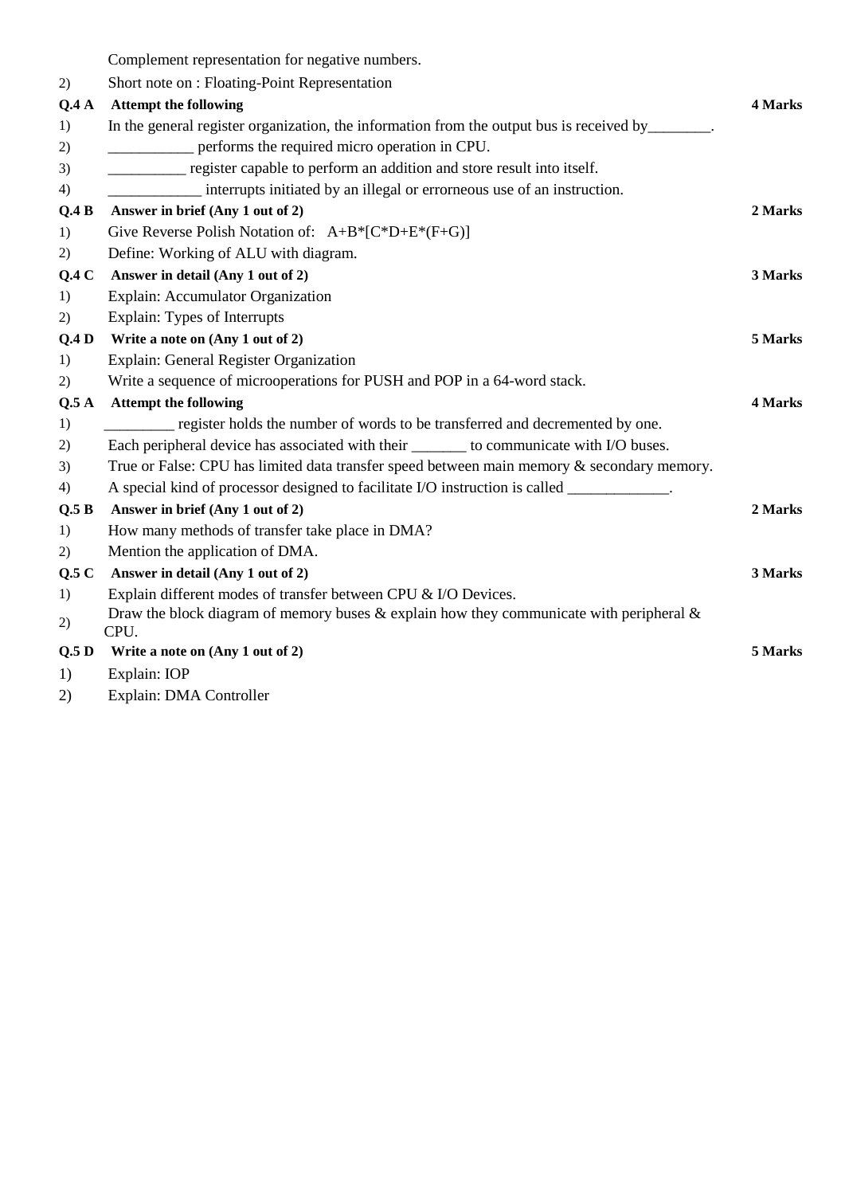Complement representation for negative numbers.

2) Short note on : Floating-Point Representation

**Q.4 A Attempt the following** **4 Marks**

1) In the general register organization, the information from the output bus is received by________.
2) ___________ performs the required micro operation in CPU.
3) __________ register capable to perform an addition and store result into itself.
4) ____________ interrupts initiated by an illegal or errorneous use of an instruction.

**Q.4 B Answer in brief (Any 1 out of 2)** **2 Marks**

1) Give Reverse Polish Notation of: A+B*[C*D+E*(F+G)]
2) Define: Working of ALU with diagram.

**Q.4 C Answer in detail (Any 1 out of 2)** **3 Marks**

1) Explain: Accumulator Organization
2) Explain: Types of Interrupts

**Q.4 D Write a note on (Any 1 out of 2)** **5 Marks**

1) Explain: General Register Organization
2) Write a sequence of microoperations for PUSH and POP in a 64-word stack.

**Q.5 A Attempt the following** **4 Marks**

1) _________ register holds the number of words to be transferred and decremented by one.
2) Each peripheral device has associated with their _______ to communicate with I/O buses.
3) True or False: CPU has limited data transfer speed between main memory & secondary memory.
4) A special kind of processor designed to facilitate I/O instruction is called _____________.

**Q.5 B Answer in brief (Any 1 out of 2)** **2 Marks**

1) How many methods of transfer take place in DMA?
2) Mention the application of DMA.

**Q.5 C Answer in detail (Any 1 out of 2)** **3 Marks**

1) Explain different modes of transfer between CPU & I/O Devices.
2) Draw the block diagram of memory buses & explain how they communicate with peripheral & CPU.

**Q.5 D Write a note on (Any 1 out of 2)** **5 Marks**

1) Explain: IOP
2) Explain: DMA Controller